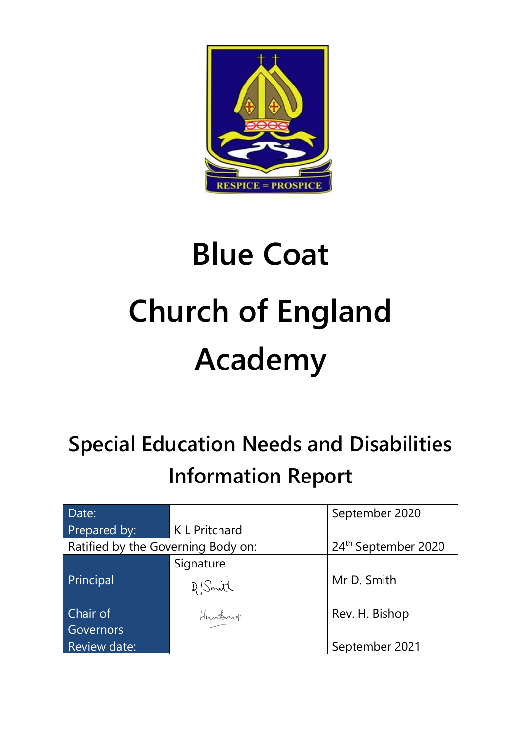RESPICE = PROSPICE

# Blue Coat Church of England Academy

## Special Education Needs and Disabilities Information Report

| Date: | | September 2020 |
|---|---|---|
| Prepared by: | K L Pritchard | |
| Ratified by the Governing Body on: | | 24th September 2020 |
| | Signature | |
| Principal | D J Smith | Mr D. Smith |
| Chair of Governors | H Bishop | Rev. H. Bishop |
| Review date: | | September 2021 |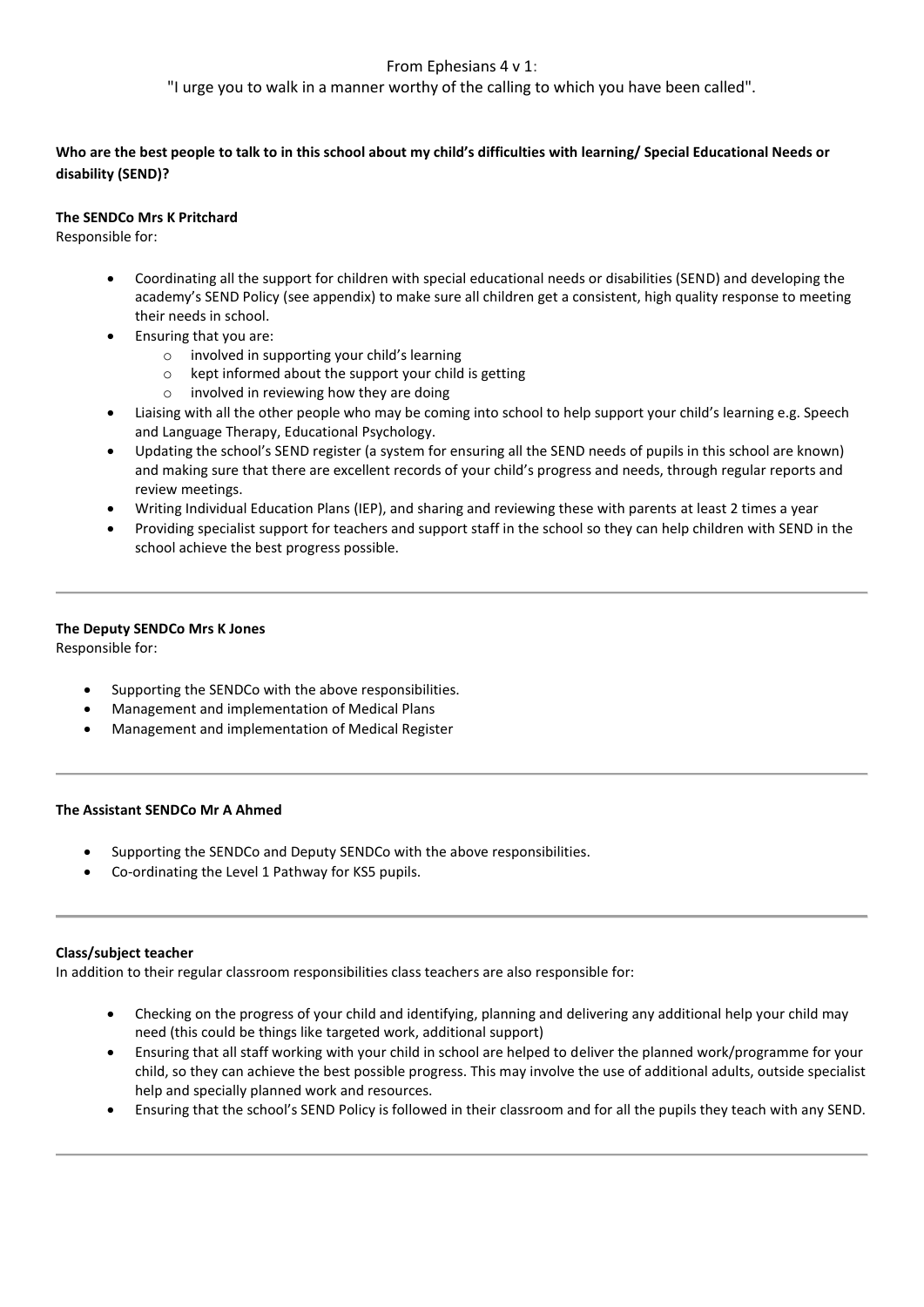From Ephesians 4 v 1:

"I urge you to walk in a manner worthy of the calling to which you have been called".

**Who are the best people to talk to in this school about my child's difficulties with learning/ Special Educational Needs or disability (SEND)?**

**The SENDCo Mrs K Pritchard**

Responsible for:

- Coordinating all the support for children with special educational needs or disabilities (SEND) and developing the academy's SEND Policy (see appendix) to make sure all children get a consistent, high quality response to meeting their needs in school.
- Ensuring that you are:
  - involved in supporting your child's learning
  - kept informed about the support your child is getting
  - involved in reviewing how they are doing
- Liaising with all the other people who may be coming into school to help support your child's learning e.g. Speech and Language Therapy, Educational Psychology.
- Updating the school's SEND register (a system for ensuring all the SEND needs of pupils in this school are known) and making sure that there are excellent records of your child's progress and needs, through regular reports and review meetings.
- Writing Individual Education Plans (IEP), and sharing and reviewing these with parents at least 2 times a year
- Providing specialist support for teachers and support staff in the school so they can help children with SEND in the school achieve the best progress possible.

---

**The Deputy SENDCo Mrs K Jones**

Responsible for:

- Supporting the SENDCo with the above responsibilities.
- Management and implementation of Medical Plans
- Management and implementation of Medical Register

---

**The Assistant SENDCo Mr A Ahmed**

- Supporting the SENDCo and Deputy SENDCo with the above responsibilities.
- Co-ordinating the Level 1 Pathway for KS5 pupils.

---

**Class/subject teacher**

In addition to their regular classroom responsibilities class teachers are also responsible for:

- Checking on the progress of your child and identifying, planning and delivering any additional help your child may need (this could be things like targeted work, additional support)
- Ensuring that all staff working with your child in school are helped to deliver the planned work/programme for your child, so they can achieve the best possible progress. This may involve the use of additional adults, outside specialist help and specially planned work and resources.
- Ensuring that the school's SEND Policy is followed in their classroom and for all the pupils they teach with any SEND.

---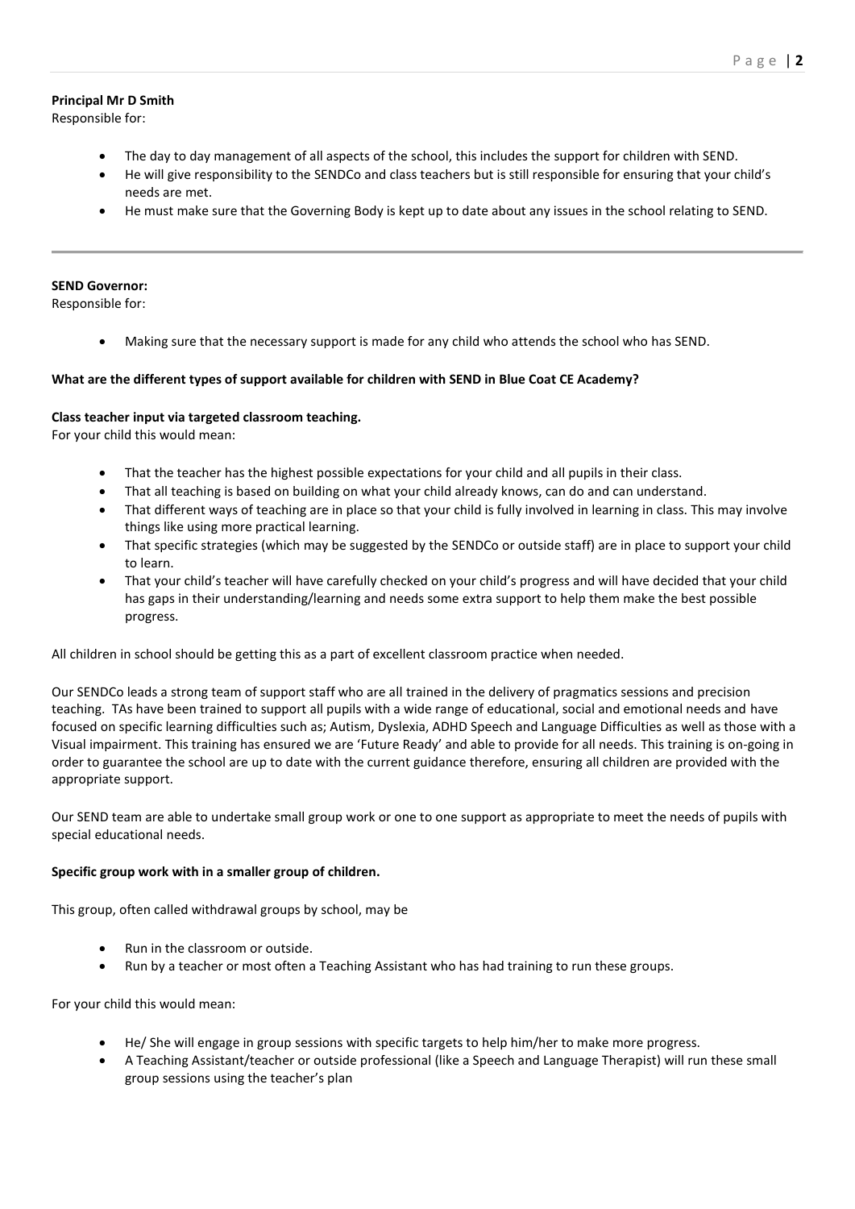**Principal Mr D Smith**

Responsible for:

- The day to day management of all aspects of the school, this includes the support for children with SEND.
- He will give responsibility to the SENDCo and class teachers but is still responsible for ensuring that your child's needs are met.
- He must make sure that the Governing Body is kept up to date about any issues in the school relating to SEND.

---

**SEND Governor:**

Responsible for:

- Making sure that the necessary support is made for any child who attends the school who has SEND.

**What are the different types of support available for children with SEND in Blue Coat CE Academy?**

**Class teacher input via targeted classroom teaching.**

For your child this would mean:

- That the teacher has the highest possible expectations for your child and all pupils in their class.
- That all teaching is based on building on what your child already knows, can do and can understand.
- That different ways of teaching are in place so that your child is fully involved in learning in class. This may involve things like using more practical learning.
- That specific strategies (which may be suggested by the SENDCo or outside staff) are in place to support your child to learn.
- That your child's teacher will have carefully checked on your child's progress and will have decided that your child has gaps in their understanding/learning and needs some extra support to help them make the best possible progress.

All children in school should be getting this as a part of excellent classroom practice when needed.

Our SENDCo leads a strong team of support staff who are all trained in the delivery of pragmatics sessions and precision teaching. TAs have been trained to support all pupils with a wide range of educational, social and emotional needs and have focused on specific learning difficulties such as; Autism, Dyslexia, ADHD Speech and Language Difficulties as well as those with a Visual impairment. This training has ensured we are 'Future Ready' and able to provide for all needs. This training is on-going in order to guarantee the school are up to date with the current guidance therefore, ensuring all children are provided with the appropriate support.

Our SEND team are able to undertake small group work or one to one support as appropriate to meet the needs of pupils with special educational needs.

**Specific group work with in a smaller group of children.**

This group, often called withdrawal groups by school, may be

- Run in the classroom or outside.
- Run by a teacher or most often a Teaching Assistant who has had training to run these groups.

For your child this would mean:

- He/ She will engage in group sessions with specific targets to help him/her to make more progress.
- A Teaching Assistant/teacher or outside professional (like a Speech and Language Therapist) will run these small group sessions using the teacher's plan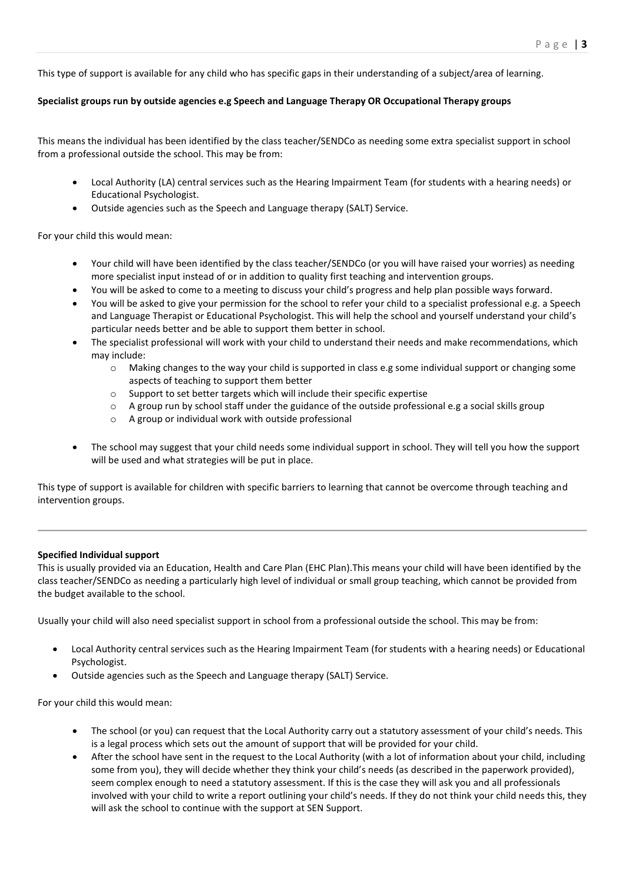This type of support is available for any child who has specific gaps in their understanding of a subject/area of learning.

**Specialist groups run by outside agencies e.g Speech and Language Therapy OR Occupational Therapy groups**

This means the individual has been identified by the class teacher/SENDCo as needing some extra specialist support in school from a professional outside the school. This may be from:

- Local Authority (LA) central services such as the Hearing Impairment Team (for students with a hearing needs) or Educational Psychologist.
- Outside agencies such as the Speech and Language therapy (SALT) Service.

For your child this would mean:

- Your child will have been identified by the class teacher/SENDCo (or you will have raised your worries) as needing more specialist input instead of or in addition to quality first teaching and intervention groups.
- You will be asked to come to a meeting to discuss your child's progress and help plan possible ways forward.
- You will be asked to give your permission for the school to refer your child to a specialist professional e.g. a Speech and Language Therapist or Educational Psychologist. This will help the school and yourself understand your child's particular needs better and be able to support them better in school.
- The specialist professional will work with your child to understand their needs and make recommendations, which may include:
    - Making changes to the way your child is supported in class e.g some individual support or changing some aspects of teaching to support them better
    - Support to set better targets which will include their specific expertise
    - A group run by school staff under the guidance of the outside professional e.g a social skills group
    - A group or individual work with outside professional
- The school may suggest that your child needs some individual support in school. They will tell you how the support will be used and what strategies will be put in place.

This type of support is available for children with specific barriers to learning that cannot be overcome through teaching and intervention groups.

---

**Specified Individual support**

This is usually provided via an Education, Health and Care Plan (EHC Plan).This means your child will have been identified by the class teacher/SENDCo as needing a particularly high level of individual or small group teaching, which cannot be provided from the budget available to the school.

Usually your child will also need specialist support in school from a professional outside the school. This may be from:

- Local Authority central services such as the Hearing Impairment Team (for students with a hearing needs) or Educational Psychologist.
- Outside agencies such as the Speech and Language therapy (SALT) Service.

For your child this would mean:

- The school (or you) can request that the Local Authority carry out a statutory assessment of your child's needs. This is a legal process which sets out the amount of support that will be provided for your child.
- After the school have sent in the request to the Local Authority (with a lot of information about your child, including some from you), they will decide whether they think your child's needs (as described in the paperwork provided), seem complex enough to need a statutory assessment. If this is the case they will ask you and all professionals involved with your child to write a report outlining your child's needs. If they do not think your child needs this, they will ask the school to continue with the support at SEN Support.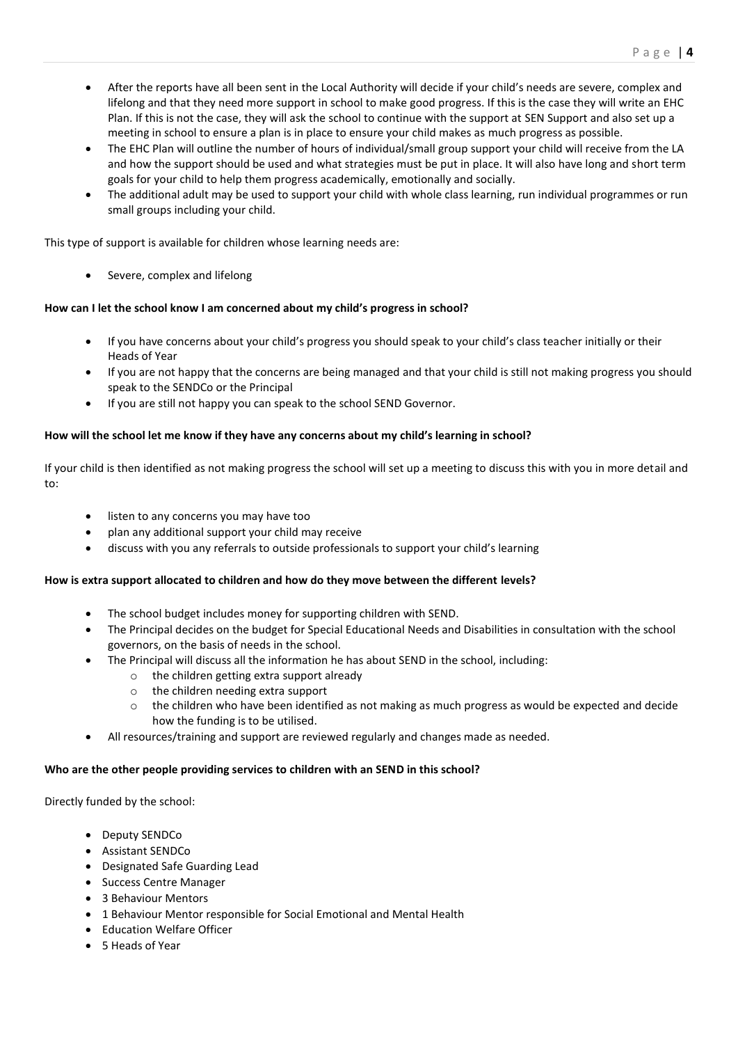- After the reports have all been sent in the Local Authority will decide if your child's needs are severe, complex and lifelong and that they need more support in school to make good progress. If this is the case they will write an EHC Plan. If this is not the case, they will ask the school to continue with the support at SEN Support and also set up a meeting in school to ensure a plan is in place to ensure your child makes as much progress as possible.
- The EHC Plan will outline the number of hours of individual/small group support your child will receive from the LA and how the support should be used and what strategies must be put in place. It will also have long and short term goals for your child to help them progress academically, emotionally and socially.
- The additional adult may be used to support your child with whole class learning, run individual programmes or run small groups including your child.

This type of support is available for children whose learning needs are:

- Severe, complex and lifelong

**How can I let the school know I am concerned about my child's progress in school?**

- If you have concerns about your child's progress you should speak to your child's class teacher initially or their Heads of Year
- If you are not happy that the concerns are being managed and that your child is still not making progress you should speak to the SENDCo or the Principal
- If you are still not happy you can speak to the school SEND Governor.

**How will the school let me know if they have any concerns about my child's learning in school?**

If your child is then identified as not making progress the school will set up a meeting to discuss this with you in more detail and to:

- listen to any concerns you may have too
- plan any additional support your child may receive
- discuss with you any referrals to outside professionals to support your child's learning

**How is extra support allocated to children and how do they move between the different levels?**

- The school budget includes money for supporting children with SEND.
- The Principal decides on the budget for Special Educational Needs and Disabilities in consultation with the school governors, on the basis of needs in the school.
- The Principal will discuss all the information he has about SEND in the school, including:
  - the children getting extra support already
  - the children needing extra support
  - the children who have been identified as not making as much progress as would be expected and decide how the funding is to be utilised.
- All resources/training and support are reviewed regularly and changes made as needed.

**Who are the other people providing services to children with an SEND in this school?**

Directly funded by the school:

- Deputy SENDCo
- Assistant SENDCo
- Designated Safe Guarding Lead
- Success Centre Manager
- 3 Behaviour Mentors
- 1 Behaviour Mentor responsible for Social Emotional and Mental Health
- Education Welfare Officer
- 5 Heads of Year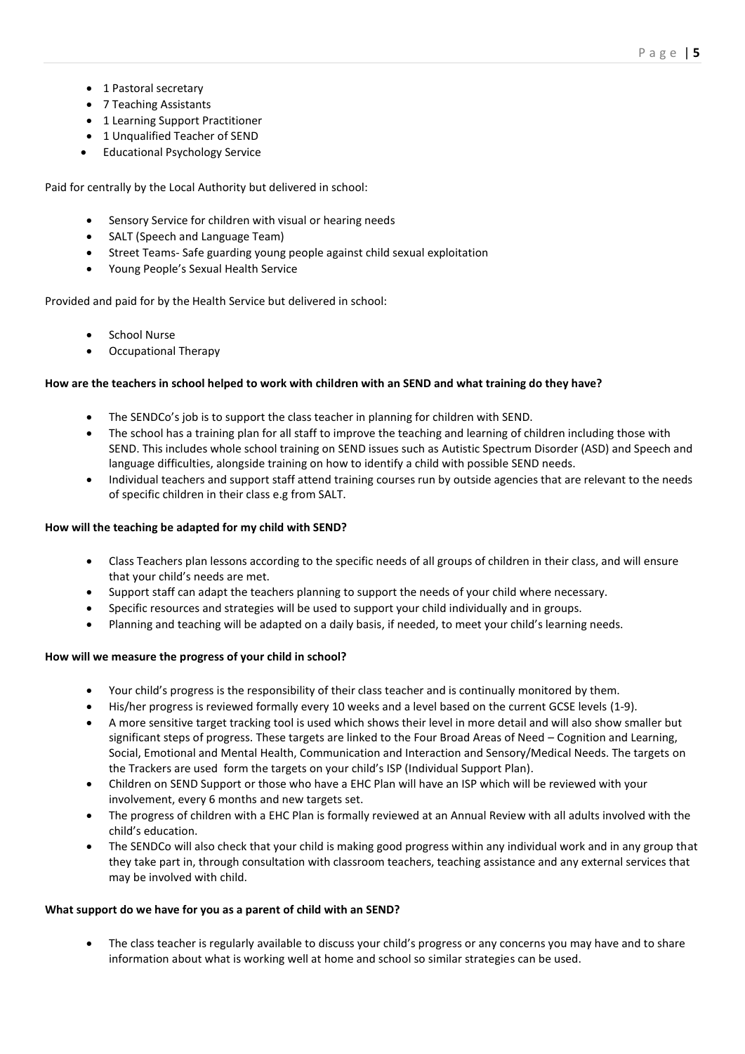- 1 Pastoral secretary
- 7 Teaching Assistants
- 1 Learning Support Practitioner
- 1 Unqualified Teacher of SEND
- Educational Psychology Service

Paid for centrally by the Local Authority but delivered in school:

- Sensory Service for children with visual or hearing needs
- SALT (Speech and Language Team)
- Street Teams- Safe guarding young people against child sexual exploitation
- Young People's Sexual Health Service

Provided and paid for by the Health Service but delivered in school:

- School Nurse
- Occupational Therapy

**How are the teachers in school helped to work with children with an SEND and what training do they have?**

- The SENDCo's job is to support the class teacher in planning for children with SEND.
- The school has a training plan for all staff to improve the teaching and learning of children including those with SEND. This includes whole school training on SEND issues such as Autistic Spectrum Disorder (ASD) and Speech and language difficulties, alongside training on how to identify a child with possible SEND needs.
- Individual teachers and support staff attend training courses run by outside agencies that are relevant to the needs of specific children in their class e.g from SALT.

**How will the teaching be adapted for my child with SEND?**

- Class Teachers plan lessons according to the specific needs of all groups of children in their class, and will ensure that your child's needs are met.
- Support staff can adapt the teachers planning to support the needs of your child where necessary.
- Specific resources and strategies will be used to support your child individually and in groups.
- Planning and teaching will be adapted on a daily basis, if needed, to meet your child's learning needs.

**How will we measure the progress of your child in school?**

- Your child's progress is the responsibility of their class teacher and is continually monitored by them.
- His/her progress is reviewed formally every 10 weeks and a level based on the current GCSE levels (1-9).
- A more sensitive target tracking tool is used which shows their level in more detail and will also show smaller but significant steps of progress. These targets are linked to the Four Broad Areas of Need – Cognition and Learning, Social, Emotional and Mental Health, Communication and Interaction and Sensory/Medical Needs. The targets on the Trackers are used form the targets on your child's ISP (Individual Support Plan).
- Children on SEND Support or those who have a EHC Plan will have an ISP which will be reviewed with your involvement, every 6 months and new targets set.
- The progress of children with a EHC Plan is formally reviewed at an Annual Review with all adults involved with the child's education.
- The SENDCo will also check that your child is making good progress within any individual work and in any group that they take part in, through consultation with classroom teachers, teaching assistance and any external services that may be involved with child.

**What support do we have for you as a parent of child with an SEND?**

- The class teacher is regularly available to discuss your child's progress or any concerns you may have and to share information about what is working well at home and school so similar strategies can be used.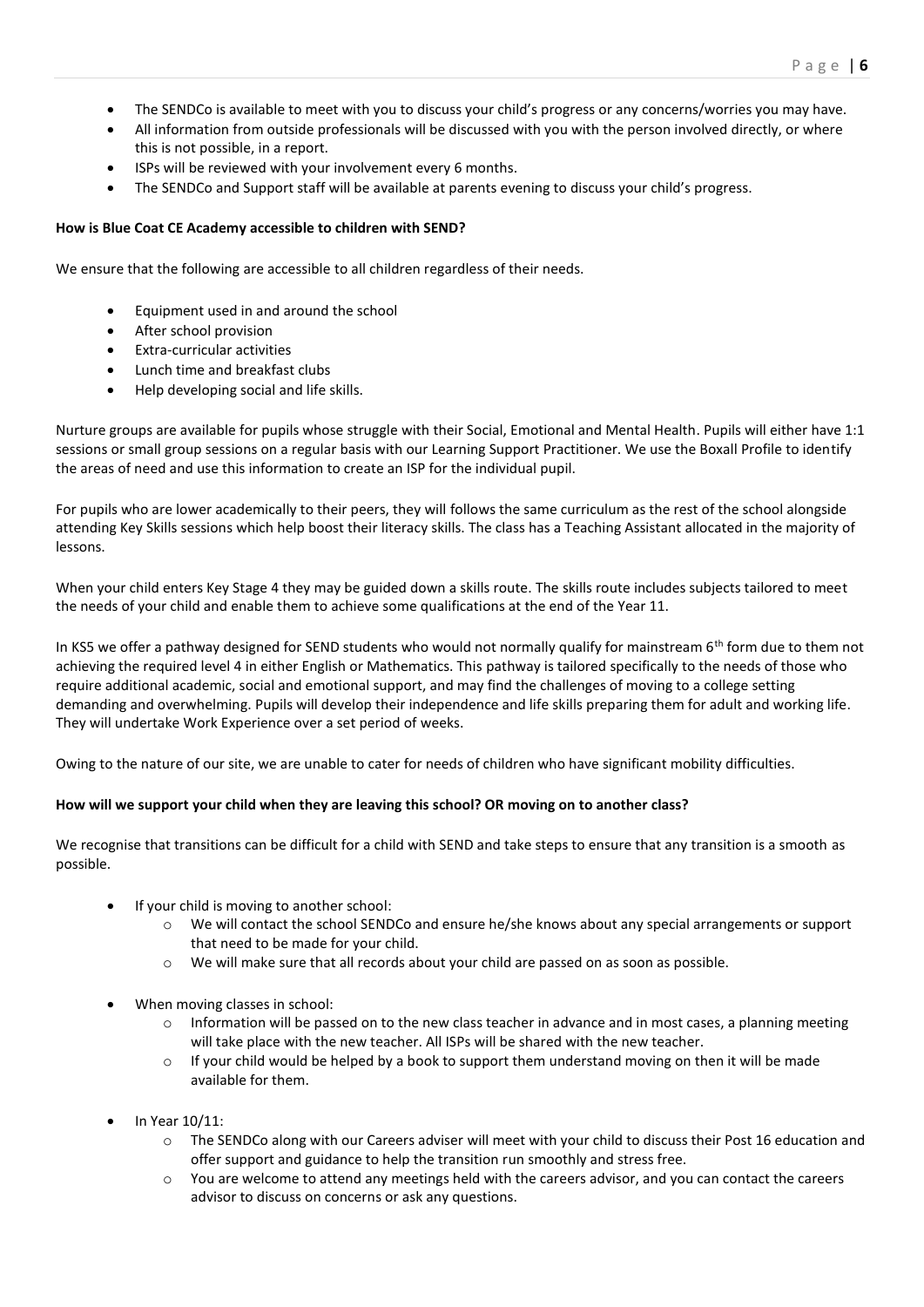- The SENDCo is available to meet with you to discuss your child's progress or any concerns/worries you may have.
- All information from outside professionals will be discussed with you with the person involved directly, or where this is not possible, in a report.
- ISPs will be reviewed with your involvement every 6 months.
- The SENDCo and Support staff will be available at parents evening to discuss your child's progress.

**How is Blue Coat CE Academy accessible to children with SEND?**

We ensure that the following are accessible to all children regardless of their needs.

- Equipment used in and around the school
- After school provision
- Extra-curricular activities
- Lunch time and breakfast clubs
- Help developing social and life skills.

Nurture groups are available for pupils whose struggle with their Social, Emotional and Mental Health. Pupils will either have 1:1 sessions or small group sessions on a regular basis with our Learning Support Practitioner. We use the Boxall Profile to identify the areas of need and use this information to create an ISP for the individual pupil.

For pupils who are lower academically to their peers, they will follows the same curriculum as the rest of the school alongside attending Key Skills sessions which help boost their literacy skills. The class has a Teaching Assistant allocated in the majority of lessons.

When your child enters Key Stage 4 they may be guided down a skills route. The skills route includes subjects tailored to meet the needs of your child and enable them to achieve some qualifications at the end of the Year 11.

In KS5 we offer a pathway designed for SEND students who would not normally qualify for mainstream 6th form due to them not achieving the required level 4 in either English or Mathematics. This pathway is tailored specifically to the needs of those who require additional academic, social and emotional support, and may find the challenges of moving to a college setting demanding and overwhelming. Pupils will develop their independence and life skills preparing them for adult and working life. They will undertake Work Experience over a set period of weeks.

Owing to the nature of our site, we are unable to cater for needs of children who have significant mobility difficulties.

**How will we support your child when they are leaving this school? OR moving on to another class?**

We recognise that transitions can be difficult for a child with SEND and take steps to ensure that any transition is a smooth as possible.

- If your child is moving to another school:
  - We will contact the school SENDCo and ensure he/she knows about any special arrangements or support that need to be made for your child.
  - We will make sure that all records about your child are passed on as soon as possible.

- When moving classes in school:
  - Information will be passed on to the new class teacher in advance and in most cases, a planning meeting will take place with the new teacher. All ISPs will be shared with the new teacher.
  - If your child would be helped by a book to support them understand moving on then it will be made available for them.

- In Year 10/11:
  - The SENDCo along with our Careers adviser will meet with your child to discuss their Post 16 education and offer support and guidance to help the transition run smoothly and stress free.
  - You are welcome to attend any meetings held with the careers advisor, and you can contact the careers advisor to discuss on concerns or ask any questions.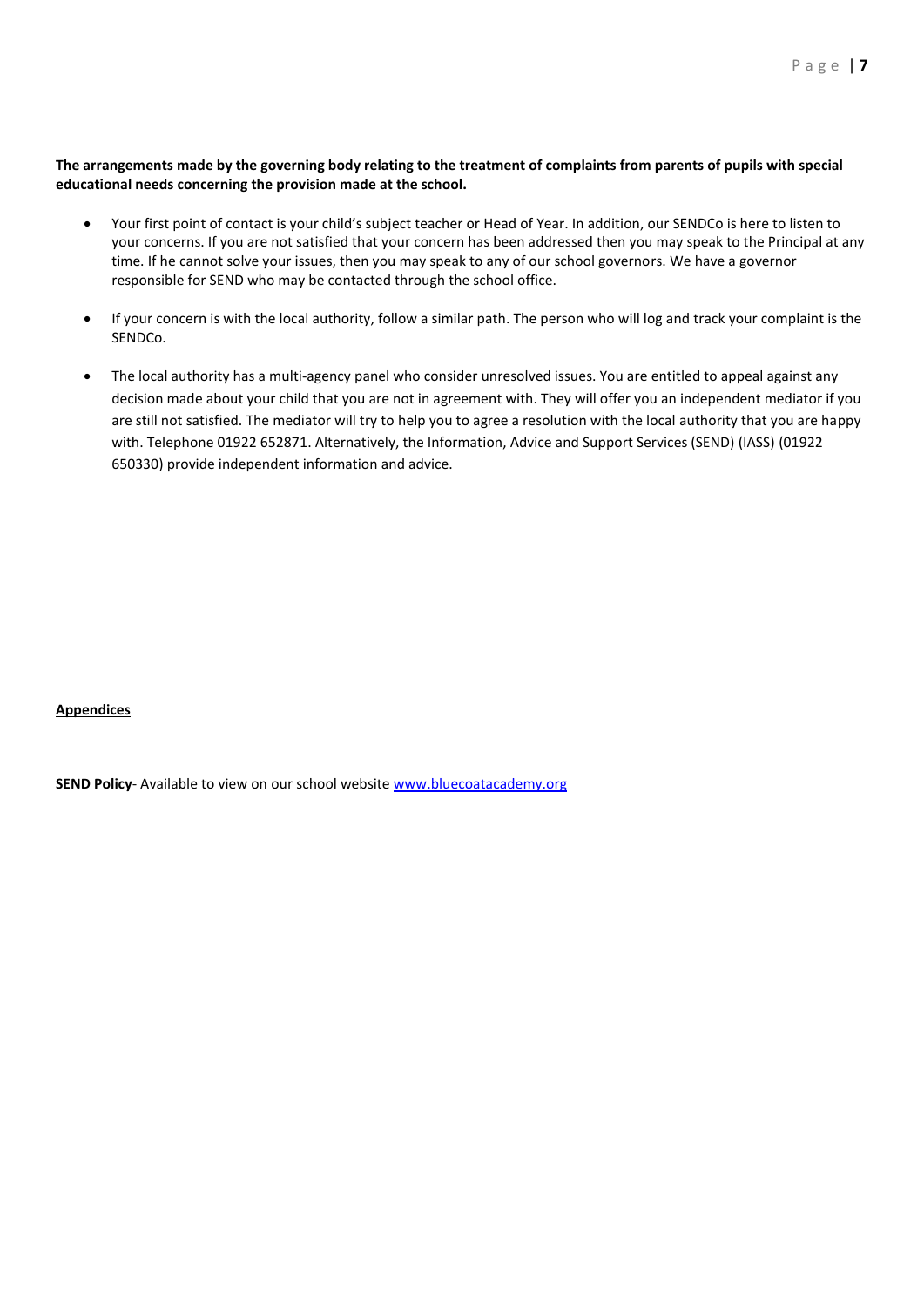**The arrangements made by the governing body relating to the treatment of complaints from parents of pupils with special educational needs concerning the provision made at the school.**

- Your first point of contact is your child's subject teacher or Head of Year. In addition, our SENDCo is here to listen to your concerns. If you are not satisfied that your concern has been addressed then you may speak to the Principal at any time. If he cannot solve your issues, then you may speak to any of our school governors. We have a governor responsible for SEND who may be contacted through the school office.

- If your concern is with the local authority, follow a similar path. The person who will log and track your complaint is the SENDCo.

- The local authority has a multi-agency panel who consider unresolved issues. You are entitled to appeal against any decision made about your child that you are not in agreement with. They will offer you an independent mediator if you are still not satisfied. The mediator will try to help you to agree a resolution with the local authority that you are happy with. Telephone 01922 652871. Alternatively, the Information, Advice and Support Services (SEND) (IASS) (01922 650330) provide independent information and advice.

**Appendices**

**SEND Policy**- Available to view on our school website [www.bluecoatacademy.org](http://www.bluecoatacademy.org)